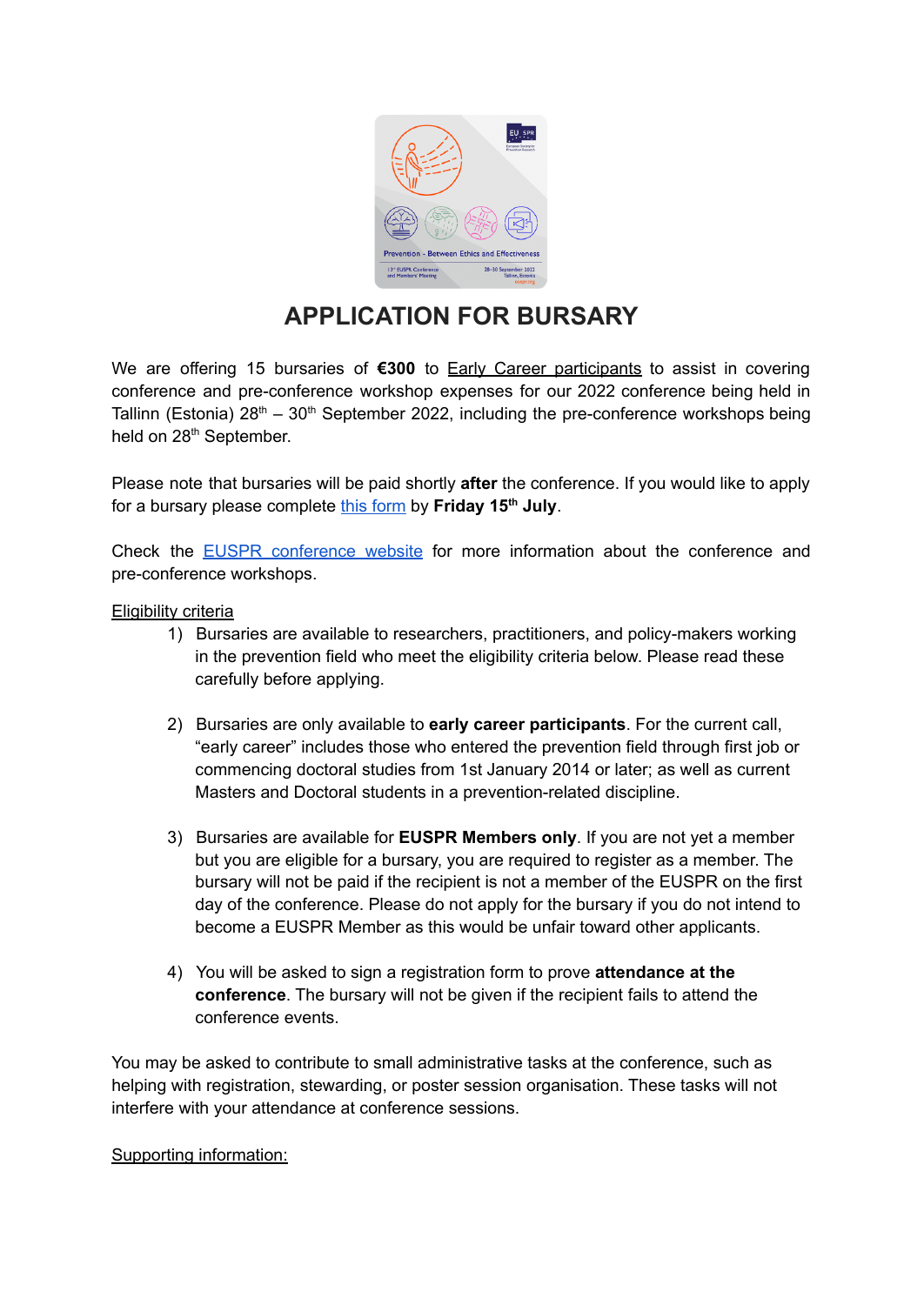# APPLICATION FOR BURSARY

We are offering 15 bursaries of **€300** to Early Career participants to assist in covering conference and pre-conference workshop expenses for our 2022 conference being held in Tallinn (Estonia) 28th – 30th September 2022, including the pre-conference workshops being held on 28th September.

Please note that bursaries will be paid shortly **after** the conference. If you would like to apply for a bursary please complete this form by **Friday 15th July**.

Check the EUSPR conference website for more information about the conference and pre-conference workshops.

Eligibility criteria

1) Bursaries are available to researchers, practitioners, and policy-makers working in the prevention field who meet the eligibility criteria below. Please read these carefully before applying.

2) Bursaries are only available to **early career participants**. For the current call, "early career" includes those who entered the prevention field through first job or commencing doctoral studies from 1st January 2014 or later; as well as current Masters and Doctoral students in a prevention-related discipline.

3) Bursaries are available for **EUSPR Members only**. If you are not yet a member but you are eligible for a bursary, you are required to register as a member. The bursary will not be paid if the recipient is not a member of the EUSPR on the first day of the conference. Please do not apply for the bursary if you do not intend to become a EUSPR Member as this would be unfair toward other applicants.

4) You will be asked to sign a registration form to prove **attendance at the conference**. The bursary will not be given if the recipient fails to attend the conference events.

You may be asked to contribute to small administrative tasks at the conference, such as helping with registration, stewarding, or poster session organisation. These tasks will not interfere with your attendance at conference sessions.

Supporting information: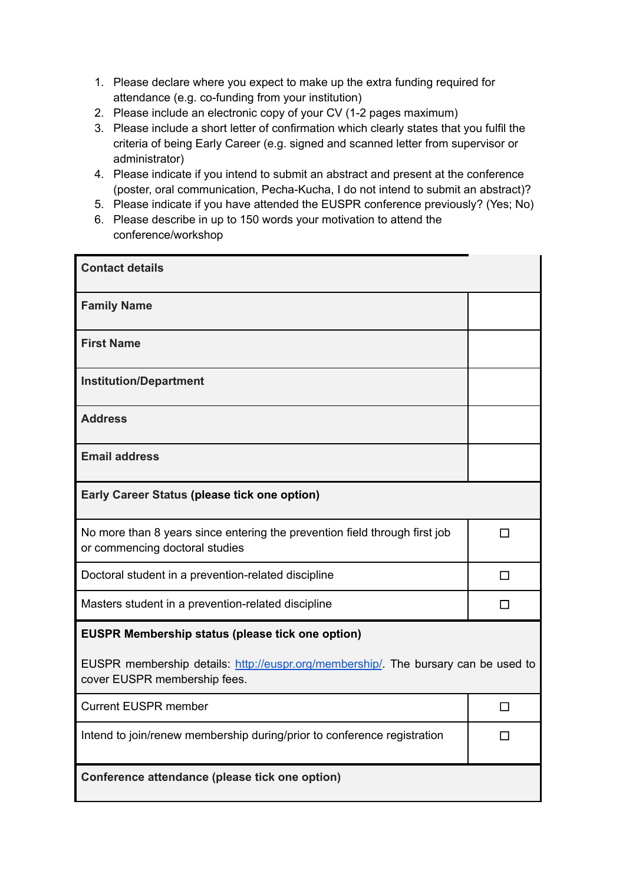1. Please declare where you expect to make up the extra funding required for attendance (e.g. co-funding from your institution)
2. Please include an electronic copy of your CV (1-2 pages maximum)
3. Please include a short letter of confirmation which clearly states that you fulfil the criteria of being Early Career (e.g. signed and scanned letter from supervisor or administrator)
4. Please indicate if you intend to submit an abstract and present at the conference (poster, oral communication, Pecha-Kucha, I do not intend to submit an abstract)?
5. Please indicate if you have attended the EUSPR conference previously? (Yes; No)
6. Please describe in up to 150 words your motivation to attend the conference/workshop

| **Contact details** | |
|---|---|
| **Family Name** | |
| **First Name** | |
| **Institution/Department** | |
| **Address** | |
| **Email address** | |
| **Early Career Status (please tick one option)** | |
| No more than 8 years since entering the prevention field through first job or commencing doctoral studies | ☐ |
| Doctoral student in a prevention-related discipline | ☐ |
| Masters student in a prevention-related discipline | ☐ |
| **EUSPR Membership status (please tick one option)**<br><br>EUSPR membership details: [http://euspr.org/membership/](http://euspr.org/membership/). The bursary can be used to cover EUSPR membership fees. | |
| Current EUSPR member | ☐ |
| Intend to join/renew membership during/prior to conference registration | ☐ |
| **Conference attendance (please tick one option)** | |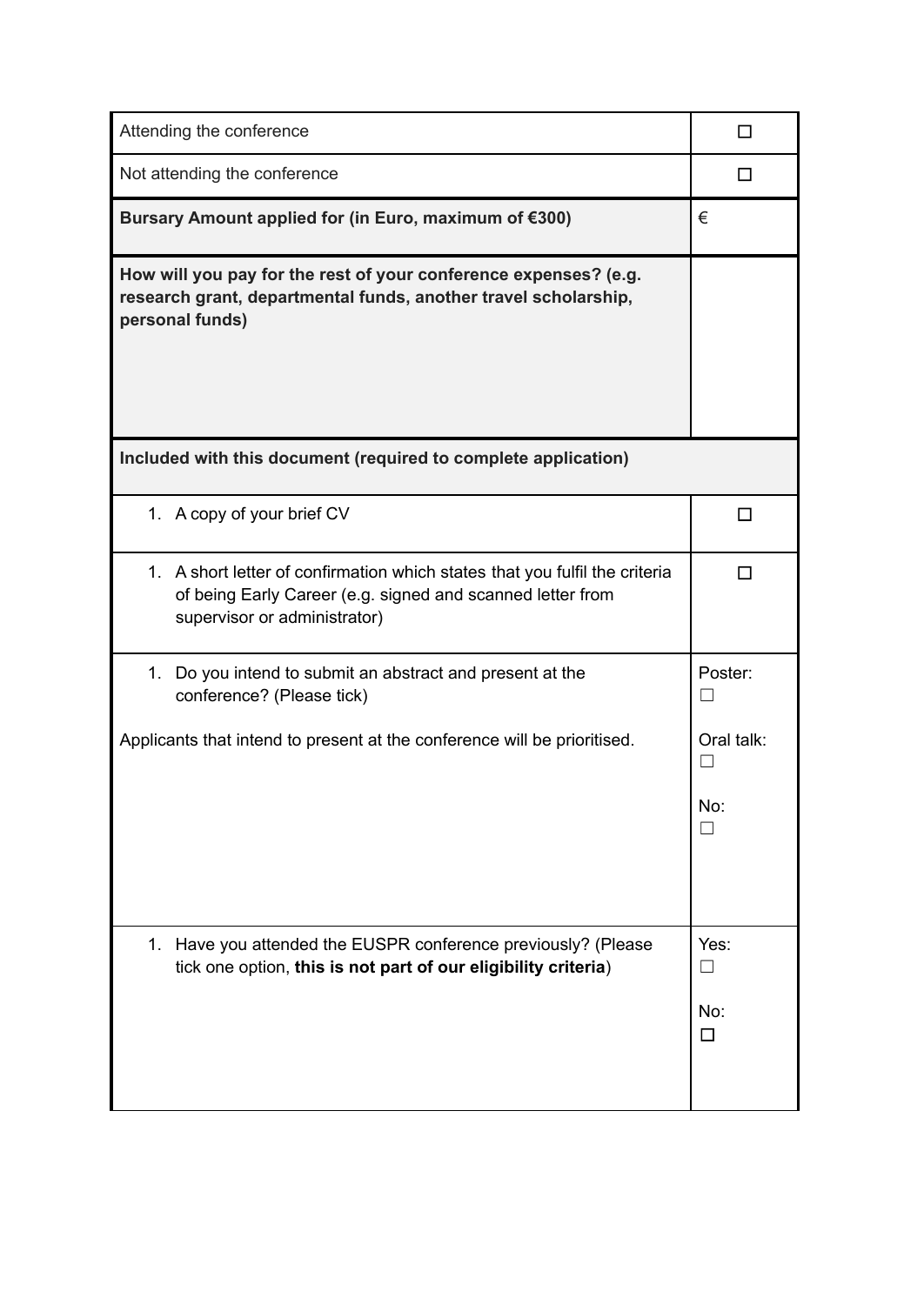| | |
|---|---|
| Attending the conference | ☐ |
| Not attending the conference | ☐ |
| **Bursary Amount applied for (in Euro, maximum of €300)** | € |
| **How will you pay for the rest of your conference expenses? (e.g. research grant, departmental funds, another travel scholarship, personal funds)** | |
| **Included with this document (required to complete application)** | |
| 1. A copy of your brief CV | ☐ |
| 1. A short letter of confirmation which states that you fulfil the criteria of being Early Career (e.g. signed and scanned letter from supervisor or administrator) | ☐ |
| 1. Do you intend to submit an abstract and present at the conference? (Please tick)<br><br>Applicants that intend to present at the conference will be prioritised. | Poster: ☐<br><br>Oral talk: ☐<br><br>No: ☐ |
| 1. Have you attended the EUSPR conference previously? (Please tick one option, **this is not part of our eligibility criteria**) | Yes: ☐<br><br>No: ☐ |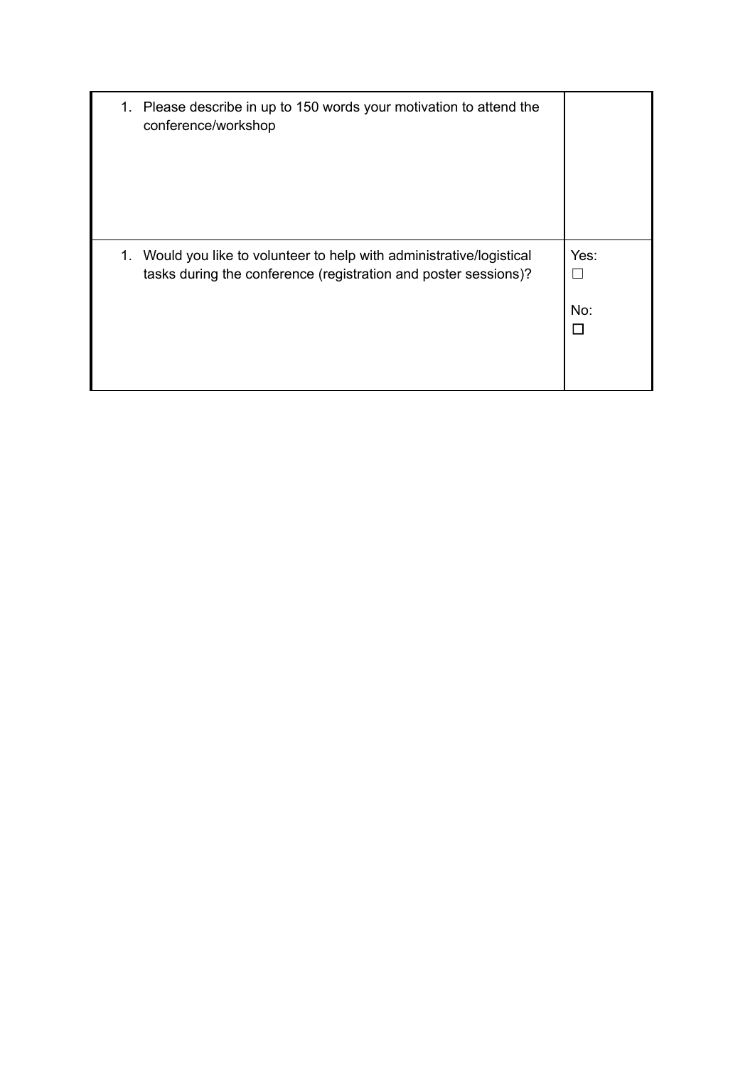| | |
|---|---|
| 1. Please describe in up to 150 words your motivation to attend the conference/workshop | |
| 1. Would you like to volunteer to help with administrative/logistical tasks during the conference (registration and poster sessions)? | Yes: ☐<br><br>No: ☐ |